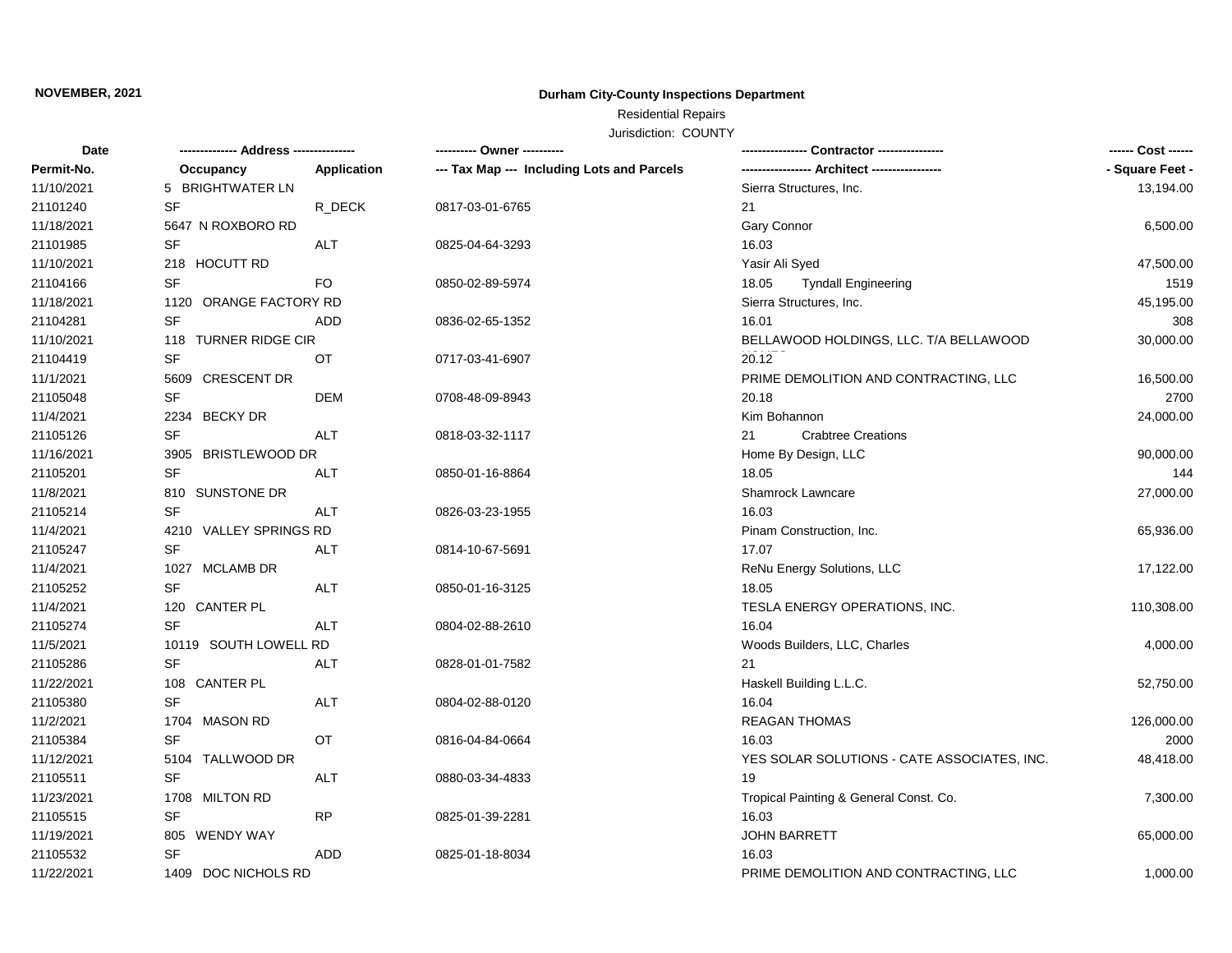**NOVEMBER, 2021**

**Durham City-County Inspections Department**

Residential Repairs

Jurisdiction: COUNTY

| Date / Permit-No. | Address / Occupancy | Application | Owner / Tax Map --- Including Lots and Parcels | Contractor / Architect | Cost / Square Feet |
|---|---|---|---|---|---|
| 11/10/2021 | 5 BRIGHTWATER LN | | | Sierra Structures, Inc. | 13,194.00 |
| 21101240 | SF | R_DECK | 0817-03-01-6765 | 21 | |
| 11/18/2021 | 5647 N ROXBORO RD | | | Gary Connor | 6,500.00 |
| 21101985 | SF | ALT | 0825-04-64-3293 | 16.03 | |
| 11/10/2021 | 218 HOCUTT RD | | | Yasir Ali Syed | 47,500.00 |
| 21104166 | SF | FO | 0850-02-89-5974 | 18.05 Tyndall Engineering | 1519 |
| 11/18/2021 | 1120 ORANGE FACTORY RD | | | Sierra Structures, Inc. | 45,195.00 |
| 21104281 | SF | ADD | 0836-02-65-1352 | 16.01 | 308 |
| 11/10/2021 | 118 TURNER RIDGE CIR | | | BELLAWOOD HOLDINGS, LLC. T/A BELLAWOOD | 30,000.00 |
| 21104419 | SF | OT | 0717-03-41-6907 | 20.12 | |
| 11/1/2021 | 5609 CRESCENT DR | | | PRIME DEMOLITION AND CONTRACTING, LLC | 16,500.00 |
| 21105048 | SF | DEM | 0708-48-09-8943 | 20.18 | 2700 |
| 11/4/2021 | 2234 BECKY DR | | | Kim Bohannon | 24,000.00 |
| 21105126 | SF | ALT | 0818-03-32-1117 | 21 Crabtree Creations | |
| 11/16/2021 | 3905 BRISTLEWOOD DR | | | Home By Design, LLC | 90,000.00 |
| 21105201 | SF | ALT | 0850-01-16-8864 | 18.05 | 144 |
| 11/8/2021 | 810 SUNSTONE DR | | | Shamrock Lawncare | 27,000.00 |
| 21105214 | SF | ALT | 0826-03-23-1955 | 16.03 | |
| 11/4/2021 | 4210 VALLEY SPRINGS RD | | | Pinam Construction, Inc. | 65,936.00 |
| 21105247 | SF | ALT | 0814-10-67-5691 | 17.07 | |
| 11/4/2021 | 1027 MCLAMB DR | | | ReNu Energy Solutions, LLC | 17,122.00 |
| 21105252 | SF | ALT | 0850-01-16-3125 | 18.05 | |
| 11/4/2021 | 120 CANTER PL | | | TESLA ENERGY OPERATIONS, INC. | 110,308.00 |
| 21105274 | SF | ALT | 0804-02-88-2610 | 16.04 | |
| 11/5/2021 | 10119 SOUTH LOWELL RD | | | Woods Builders, LLC, Charles | 4,000.00 |
| 21105286 | SF | ALT | 0828-01-01-7582 | 21 | |
| 11/22/2021 | 108 CANTER PL | | | Haskell Building L.L.C. | 52,750.00 |
| 21105380 | SF | ALT | 0804-02-88-0120 | 16.04 | |
| 11/2/2021 | 1704 MASON RD | | | REAGAN THOMAS | 126,000.00 |
| 21105384 | SF | OT | 0816-04-84-0664 | 16.03 | 2000 |
| 11/12/2021 | 5104 TALLWOOD DR | | | YES SOLAR SOLUTIONS - CATE ASSOCIATES, INC. | 48,418.00 |
| 21105511 | SF | ALT | 0880-03-34-4833 | 19 | |
| 11/23/2021 | 1708 MILTON RD | | | Tropical Painting & General Const. Co. | 7,300.00 |
| 21105515 | SF | RP | 0825-01-39-2281 | 16.03 | |
| 11/19/2021 | 805 WENDY WAY | | | JOHN BARRETT | 65,000.00 |
| 21105532 | SF | ADD | 0825-01-18-8034 | 16.03 | |
| 11/22/2021 | 1409 DOC NICHOLS RD | | | PRIME DEMOLITION AND CONTRACTING, LLC | 1,000.00 |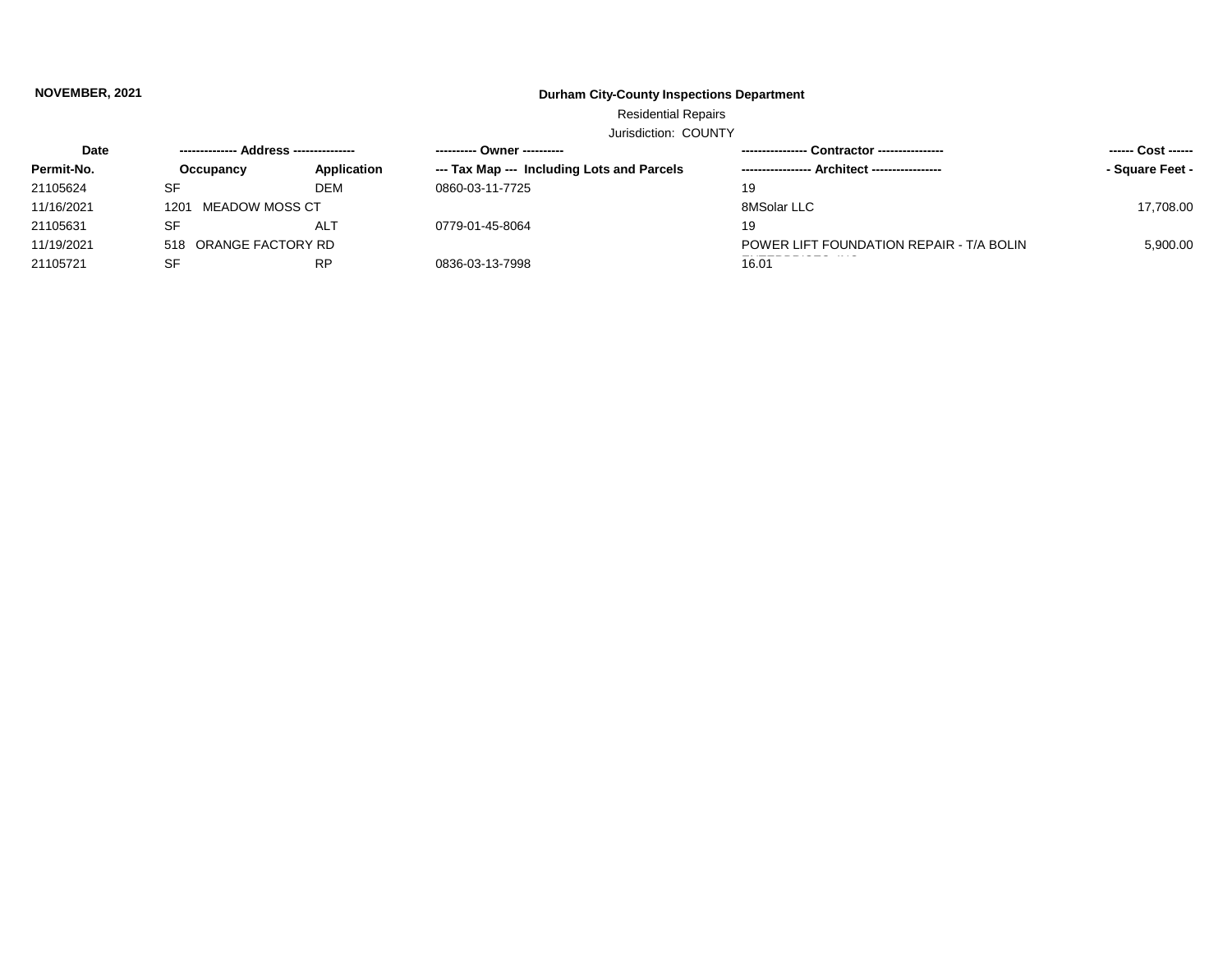**NOVEMBER, 2021**

**Durham City-County Inspections Department**

Residential Repairs

Jurisdiction: COUNTY

| Date | -------------- Address --------------- | | ---------- Owner ---------- | ---------------- Contractor ---------------- | ------ Cost ------ |
|---|---|---|---|---|---|
| **Permit-No.** | **Occupancy** | **Application** | **--- Tax Map --- Including Lots and Parcels** | **----------------- Architect -----------------** | **- Square Feet -** |
| 21105624 | SF | DEM | 0860-03-11-7725 | 19 | |
| 11/16/2021 | 1201 MEADOW MOSS CT | | | 8MSolar LLC | 17,708.00 |
| 21105631 | SF | ALT | 0779-01-45-8064 | 19 | |
| 11/19/2021 | 518 ORANGE FACTORY RD | | | POWER LIFT FOUNDATION REPAIR - T/A BOLIN | 5,900.00 |
| 21105721 | SF | RP | 0836-03-13-7998 | 16.01 | |